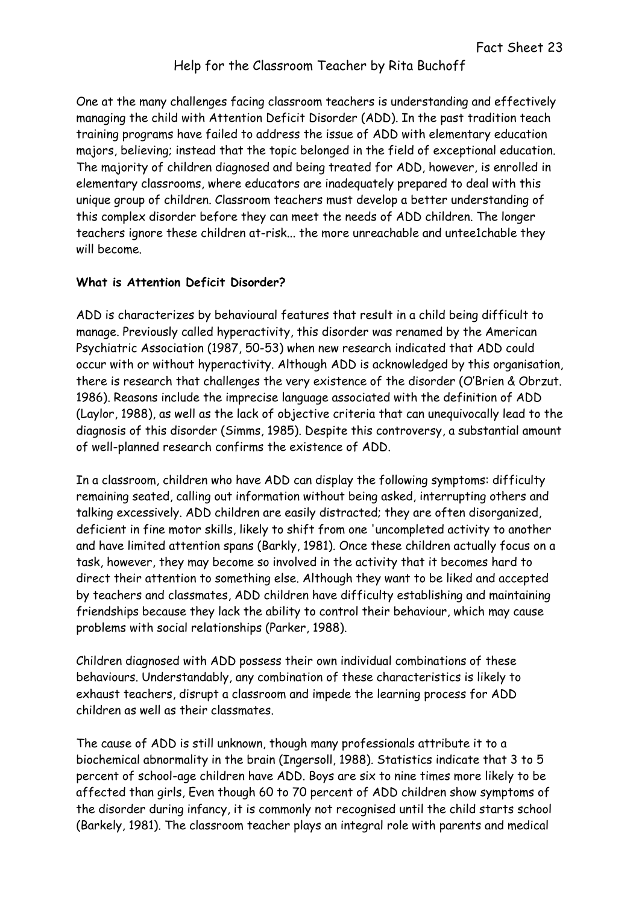Fact Sheet 23

# Help for the Classroom Teacher by Rita Buchoff

One at the many challenges facing classroom teachers is understanding and effectively managing the child with Attention Deficit Disorder (ADD). In the past tradition teach training programs have failed to address the issue of ADD with elementary education majors, believing; instead that the topic belonged in the field of exceptional education. The majority of children diagnosed and being treated for ADD, however, is enrolled in elementary classrooms, where educators are inadequately prepared to deal with this unique group of children. Classroom teachers must develop a better understanding of this complex disorder before they can meet the needs of ADD children. The longer teachers ignore these children at-risk... the more unreachable and untee1chable they will become.

**What is Attention Deficit Disorder?**

ADD is characterizes by behavioural features that result in a child being difficult to manage. Previously called hyperactivity, this disorder was renamed by the American Psychiatric Association (1987, 50-53) when new research indicated that ADD could occur with or without hyperactivity. Although ADD is acknowledged by this organisation, there is research that challenges the very existence of the disorder (O'Brien & Obrzut. 1986). Reasons include the imprecise language associated with the definition of ADD (Laylor, 1988), as well as the lack of objective criteria that can unequivocally lead to the diagnosis of this disorder (Simms, 1985). Despite this controversy, a substantial amount of well-planned research confirms the existence of ADD.

In a classroom, children who have ADD can display the following symptoms: difficulty remaining seated, calling out information without being asked, interrupting others and talking excessively. ADD children are easily distracted; they are often disorganized, deficient in fine motor skills, likely to shift from one 'uncompleted activity to another and have limited attention spans (Barkly, 1981). Once these children actually focus on a task, however, they may become so involved in the activity that it becomes hard to direct their attention to something else. Although they want to be liked and accepted by teachers and classmates, ADD children have difficulty establishing and maintaining friendships because they lack the ability to control their behaviour, which may cause problems with social relationships (Parker, 1988).

Children diagnosed with ADD possess their own individual combinations of these behaviours. Understandably, any combination of these characteristics is likely to exhaust teachers, disrupt a classroom and impede the learning process for ADD children as well as their classmates.

The cause of ADD is still unknown, though many professionals attribute it to a biochemical abnormality in the brain (Ingersoll, 1988). Statistics indicate that 3 to 5 percent of school-age children have ADD. Boys are six to nine times more likely to be affected than girls, Even though 60 to 70 percent of ADD children show symptoms of the disorder during infancy, it is commonly not recognised until the child starts school (Barkely, 1981). The classroom teacher plays an integral role with parents and medical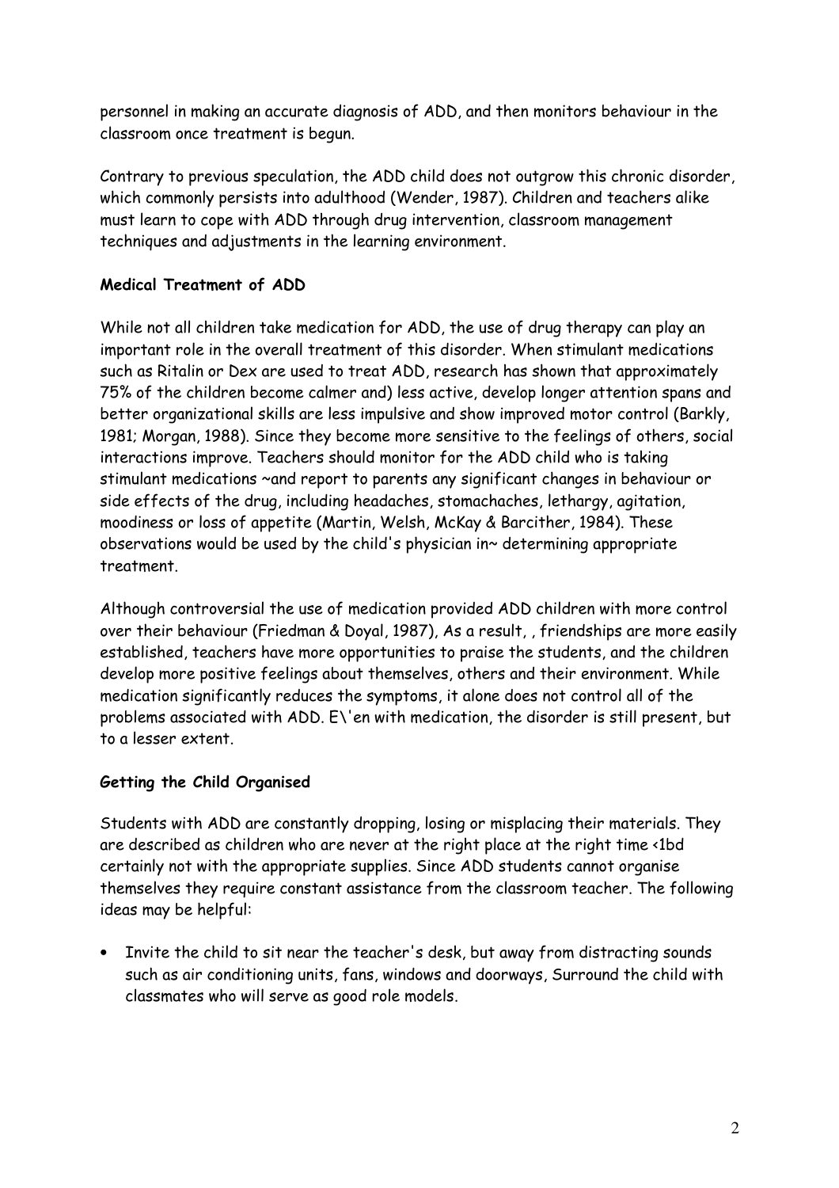personnel in making an accurate diagnosis of ADD, and then monitors behaviour in the classroom once treatment is begun.

Contrary to previous speculation, the ADD child does not outgrow this chronic disorder, which commonly persists into adulthood (Wender, 1987). Children and teachers alike must learn to cope with ADD through drug intervention, classroom management techniques and adjustments in the learning environment.

**Medical Treatment of ADD**

While not all children take medication for ADD, the use of drug therapy can play an important role in the overall treatment of this disorder. When stimulant medications such as Ritalin or Dex are used to treat ADD, research has shown that approximately 75% of the children become calmer and) less active, develop longer attention spans and better organizational skills are less impulsive and show improved motor control (Barkly, 1981; Morgan, 1988). Since they become more sensitive to the feelings of others, social interactions improve. Teachers should monitor for the ADD child who is taking stimulant medications ~and report to parents any significant changes in behaviour or side effects of the drug, including headaches, stomachaches, lethargy, agitation, moodiness or loss of appetite (Martin, Welsh, McKay & Barcither, 1984). These observations would be used by the child's physician in~ determining appropriate treatment.

Although controversial the use of medication provided ADD children with more control over their behaviour (Friedman & Doyal, 1987), As a result, , friendships are more easily established, teachers have more opportunities to praise the students, and the children develop more positive feelings about themselves, others and their environment. While medication significantly reduces the symptoms, it alone does not control all of the problems associated with ADD. E\'en with medication, the disorder is still present, but to a lesser extent.

**Getting the Child Organised**

Students with ADD are constantly dropping, losing or misplacing their materials. They are described as children who are never at the right place at the right time <1bd certainly not with the appropriate supplies. Since ADD students cannot organise themselves they require constant assistance from the classroom teacher. The following ideas may be helpful:

- Invite the child to sit near the teacher's desk, but away from distracting sounds such as air conditioning units, fans, windows and doorways, Surround the child with classmates who will serve as good role models.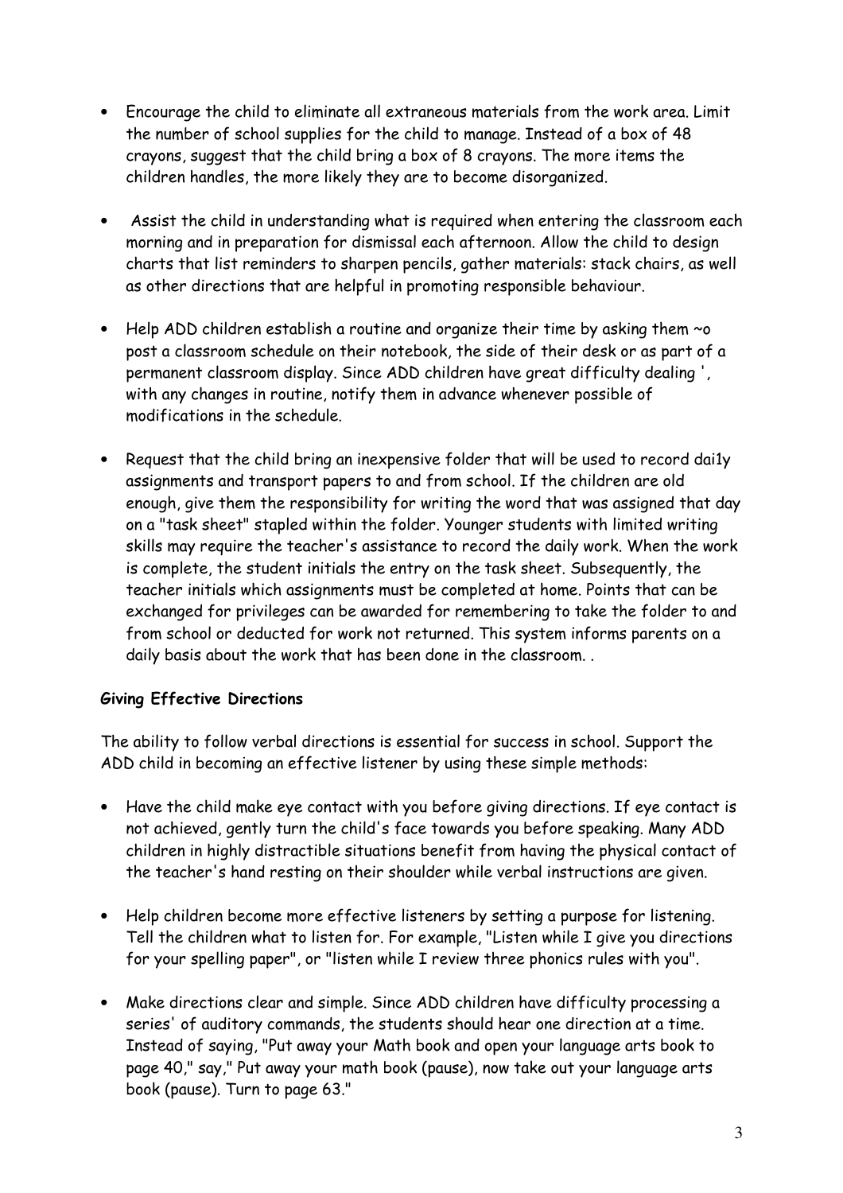- Encourage the child to eliminate all extraneous materials from the work area. Limit the number of school supplies for the child to manage. Instead of a box of 48 crayons, suggest that the child bring a box of 8 crayons. The more items the children handles, the more likely they are to become disorganized.

- Assist the child in understanding what is required when entering the classroom each morning and in preparation for dismissal each afternoon. Allow the child to design charts that list reminders to sharpen pencils, gather materials: stack chairs, as well as other directions that are helpful in promoting responsible behaviour.

- Help ADD children establish a routine and organize their time by asking them ~o post a classroom schedule on their notebook, the side of their desk or as part of a permanent classroom display. Since ADD children have great difficulty dealing ', with any changes in routine, notify them in advance whenever possible of modifications in the schedule.

- Request that the child bring an inexpensive folder that will be used to record dai1y assignments and transport papers to and from school. If the children are old enough, give them the responsibility for writing the word that was assigned that day on a "task sheet" stapled within the folder. Younger students with limited writing skills may require the teacher's assistance to record the daily work. When the work is complete, the student initials the entry on the task sheet. Subsequently, the teacher initials which assignments must be completed at home. Points that can be exchanged for privileges can be awarded for remembering to take the folder to and from school or deducted for work not returned. This system informs parents on a daily basis about the work that has been done in the classroom. .

**Giving Effective Directions**

The ability to follow verbal directions is essential for success in school. Support the ADD child in becoming an effective listener by using these simple methods:

- Have the child make eye contact with you before giving directions. If eye contact is not achieved, gently turn the child's face towards you before speaking. Many ADD children in highly distractible situations benefit from having the physical contact of the teacher's hand resting on their shoulder while verbal instructions are given.

- Help children become more effective listeners by setting a purpose for listening. Tell the children what to listen for. For example, "Listen while I give you directions for your spelling paper", or "listen while I review three phonics rules with you".

- Make directions clear and simple. Since ADD children have difficulty processing a series' of auditory commands, the students should hear one direction at a time. Instead of saying, "Put away your Math book and open your language arts book to page 40," say," Put away your math book (pause), now take out your language arts book (pause). Turn to page 63."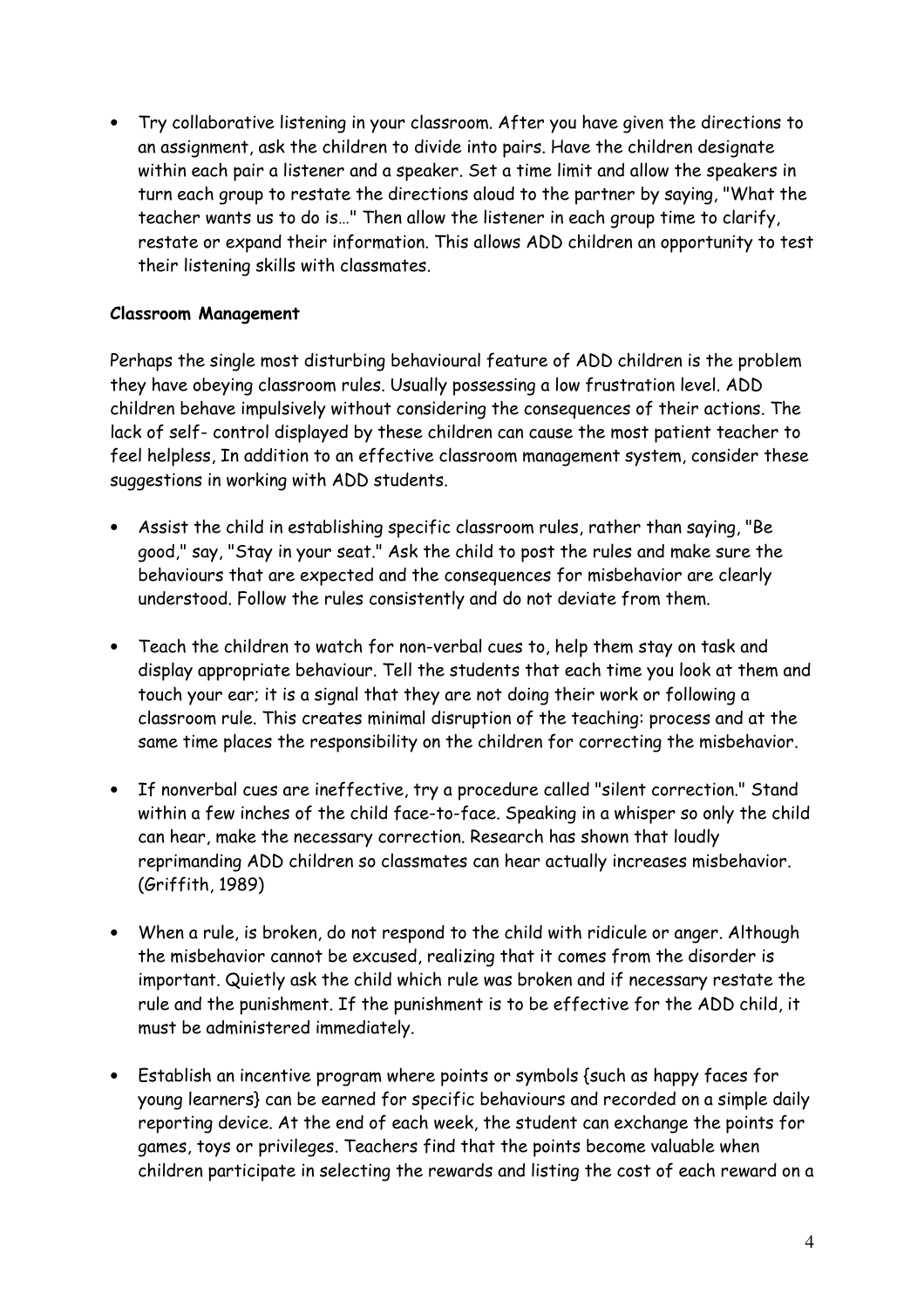- Try collaborative listening in your classroom. After you have given the directions to an assignment, ask the children to divide into pairs. Have the children designate within each pair a listener and a speaker. Set a time limit and allow the speakers in turn each group to restate the directions aloud to the partner by saying, "What the teacher wants us to do is…" Then allow the listener in each group time to clarify, restate or expand their information. This allows ADD children an opportunity to test their listening skills with classmates.

**Classroom Management**

Perhaps the single most disturbing behavioural feature of ADD children is the problem they have obeying classroom rules. Usually possessing a low frustration level. ADD children behave impulsively without considering the consequences of their actions. The lack of self- control displayed by these children can cause the most patient teacher to feel helpless, In addition to an effective classroom management system, consider these suggestions in working with ADD students.

- Assist the child in establishing specific classroom rules, rather than saying, "Be good," say, "Stay in your seat." Ask the child to post the rules and make sure the behaviours that are expected and the consequences for misbehavior are clearly understood. Follow the rules consistently and do not deviate from them.

- Teach the children to watch for non-verbal cues to, help them stay on task and display appropriate behaviour. Tell the students that each time you look at them and touch your ear; it is a signal that they are not doing their work or following a classroom rule. This creates minimal disruption of the teaching: process and at the same time places the responsibility on the children for correcting the misbehavior.

- If nonverbal cues are ineffective, try a procedure called "silent correction." Stand within a few inches of the child face-to-face. Speaking in a whisper so only the child can hear, make the necessary correction. Research has shown that loudly reprimanding ADD children so classmates can hear actually increases misbehavior. (Griffith, 1989)

- When a rule, is broken, do not respond to the child with ridicule or anger. Although the misbehavior cannot be excused, realizing that it comes from the disorder is important. Quietly ask the child which rule was broken and if necessary restate the rule and the punishment. If the punishment is to be effective for the ADD child, it must be administered immediately.

- Establish an incentive program where points or symbols {such as happy faces for young learners} can be earned for specific behaviours and recorded on a simple daily reporting device. At the end of each week, the student can exchange the points for games, toys or privileges. Teachers find that the points become valuable when children participate in selecting the rewards and listing the cost of each reward on a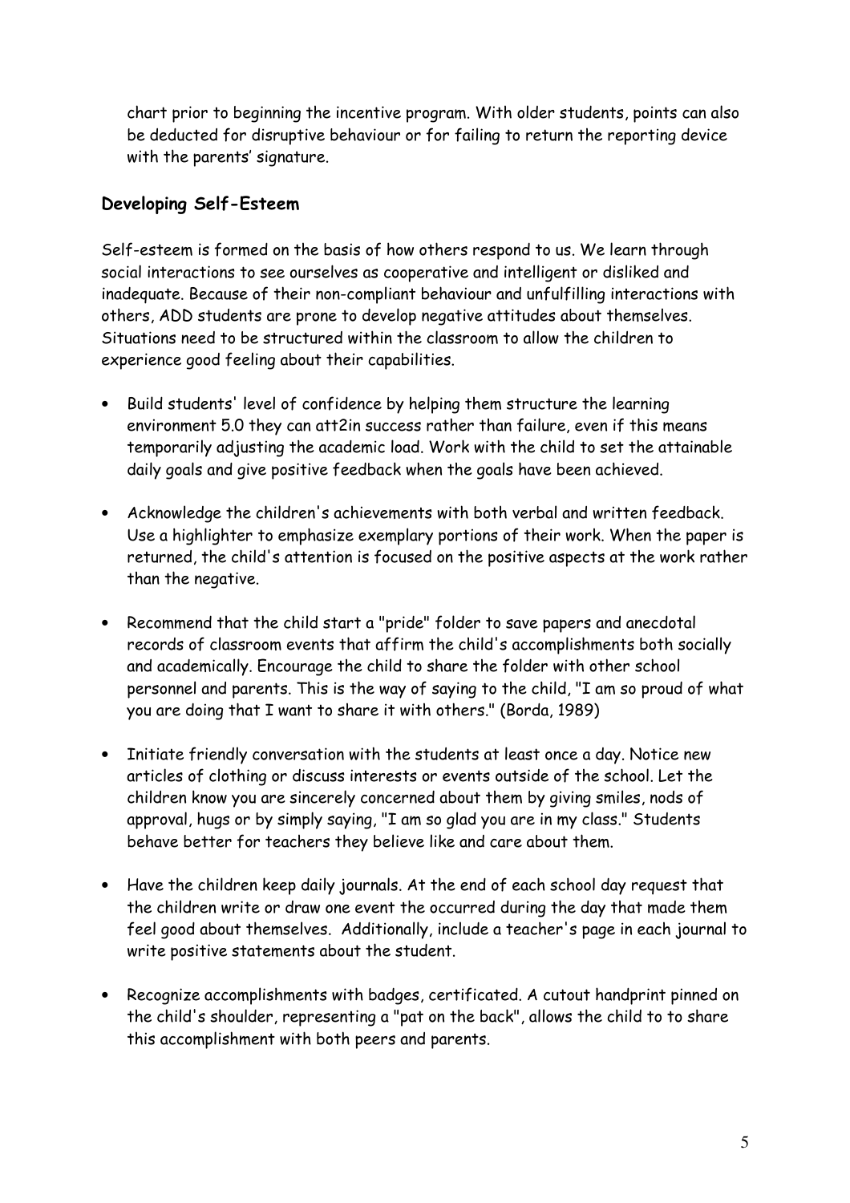chart prior to beginning the incentive program. With older students, points can also be deducted for disruptive behaviour or for failing to return the reporting device with the parents' signature.

### Developing Self-Esteem

Self-esteem is formed on the basis of how others respond to us. We learn through social interactions to see ourselves as cooperative and intelligent or disliked and inadequate. Because of their non-compliant behaviour and unfulfilling interactions with others, ADD students are prone to develop negative attitudes about themselves. Situations need to be structured within the classroom to allow the children to experience good feeling about their capabilities.

- Build students' level of confidence by helping them structure the learning environment 5.0 they can att2in success rather than failure, even if this means temporarily adjusting the academic load. Work with the child to set the attainable daily goals and give positive feedback when the goals have been achieved.

- Acknowledge the children's achievements with both verbal and written feedback. Use a highlighter to emphasize exemplary portions of their work. When the paper is returned, the child's attention is focused on the positive aspects at the work rather than the negative.

- Recommend that the child start a "pride" folder to save papers and anecdotal records of classroom events that affirm the child's accomplishments both socially and academically. Encourage the child to share the folder with other school personnel and parents. This is the way of saying to the child, "I am so proud of what you are doing that I want to share it with others." (Borda, 1989)

- Initiate friendly conversation with the students at least once a day. Notice new articles of clothing or discuss interests or events outside of the school. Let the children know you are sincerely concerned about them by giving smiles, nods of approval, hugs or by simply saying, "I am so glad you are in my class." Students behave better for teachers they believe like and care about them.

- Have the children keep daily journals. At the end of each school day request that the children write or draw one event the occurred during the day that made them feel good about themselves. Additionally, include a teacher's page in each journal to write positive statements about the student.

- Recognize accomplishments with badges, certificated. A cutout handprint pinned on the child's shoulder, representing a "pat on the back", allows the child to to share this accomplishment with both peers and parents.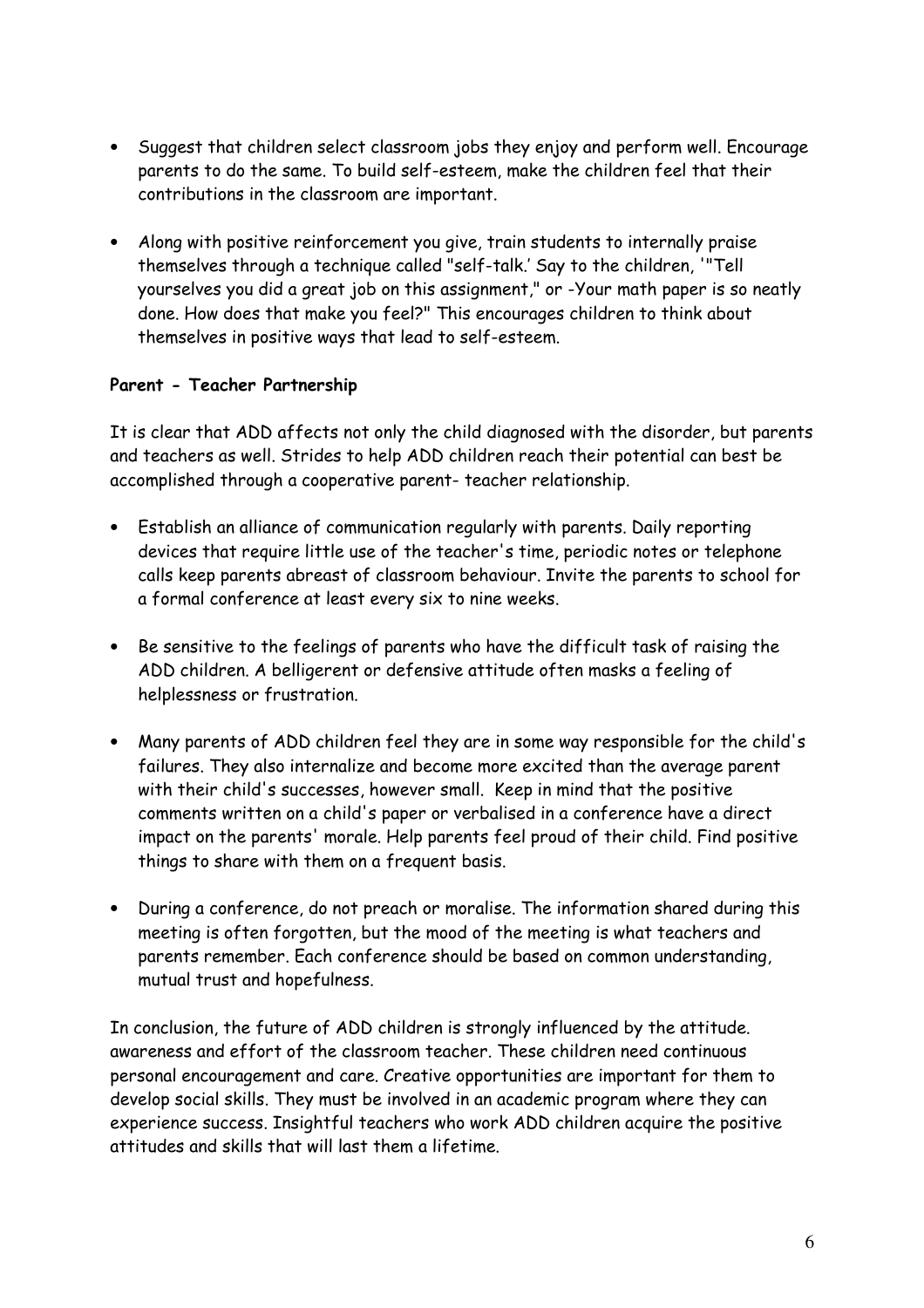- Suggest that children select classroom jobs they enjoy and perform well. Encourage parents to do the same. To build self-esteem, make the children feel that their contributions in the classroom are important.

- Along with positive reinforcement you give, train students to internally praise themselves through a technique called "self-talk.' Say to the children, '"Tell yourselves you did a great job on this assignment," or -Your math paper is so neatly done. How does that make you feel?" This encourages children to think about themselves in positive ways that lead to self-esteem.

**Parent - Teacher Partnership**

It is clear that ADD affects not only the child diagnosed with the disorder, but parents and teachers as well. Strides to help ADD children reach their potential can best be accomplished through a cooperative parent- teacher relationship.

- Establish an alliance of communication regularly with parents. Daily reporting devices that require little use of the teacher's time, periodic notes or telephone calls keep parents abreast of classroom behaviour. Invite the parents to school for a formal conference at least every six to nine weeks.

- Be sensitive to the feelings of parents who have the difficult task of raising the ADD children. A belligerent or defensive attitude often masks a feeling of helplessness or frustration.

- Many parents of ADD children feel they are in some way responsible for the child's failures. They also internalize and become more excited than the average parent with their child's successes, however small. Keep in mind that the positive comments written on a child's paper or verbalised in a conference have a direct impact on the parents' morale. Help parents feel proud of their child. Find positive things to share with them on a frequent basis.

- During a conference, do not preach or moralise. The information shared during this meeting is often forgotten, but the mood of the meeting is what teachers and parents remember. Each conference should be based on common understanding, mutual trust and hopefulness.

In conclusion, the future of ADD children is strongly influenced by the attitude. awareness and effort of the classroom teacher. These children need continuous personal encouragement and care. Creative opportunities are important for them to develop social skills. They must be involved in an academic program where they can experience success. Insightful teachers who work ADD children acquire the positive attitudes and skills that will last them a lifetime.